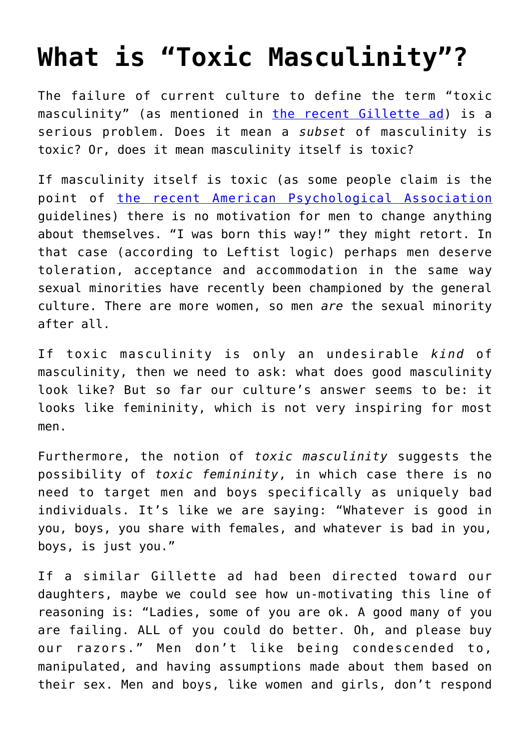# What is "Toxic Masculinity"?

The failure of current culture to define the term "toxic masculinity" (as mentioned in [the recent Gillette ad]) is a serious problem. Does it mean a *subset* of masculinity is toxic? Or, does it mean masculinity itself is toxic?

If masculinity itself is toxic (as some people claim is the point of [the recent American Psychological Association] guidelines) there is no motivation for men to change anything about themselves. "I was born this way!" they might retort. In that case (according to Leftist logic) perhaps men deserve toleration, acceptance and accommodation in the same way sexual minorities have recently been championed by the general culture. There are more women, so men *are* the sexual minority after all.

If toxic masculinity is only an undesirable *kind* of masculinity, then we need to ask: what does good masculinity look like? But so far our culture's answer seems to be: it looks like femininity, which is not very inspiring for most men.

Furthermore, the notion of *toxic masculinity* suggests the possibility of *toxic femininity*, in which case there is no need to target men and boys specifically as uniquely bad individuals. It's like we are saying: "Whatever is good in you, boys, you share with females, and whatever is bad in you, boys, is just you."

If a similar Gillette ad had been directed toward our daughters, maybe we could see how un-motivating this line of reasoning is: "Ladies, some of you are ok. A good many of you are failing. ALL of you could do better. Oh, and please buy our razors." Men don't like being condescended to, manipulated, and having assumptions made about them based on their sex. Men and boys, like women and girls, don't respond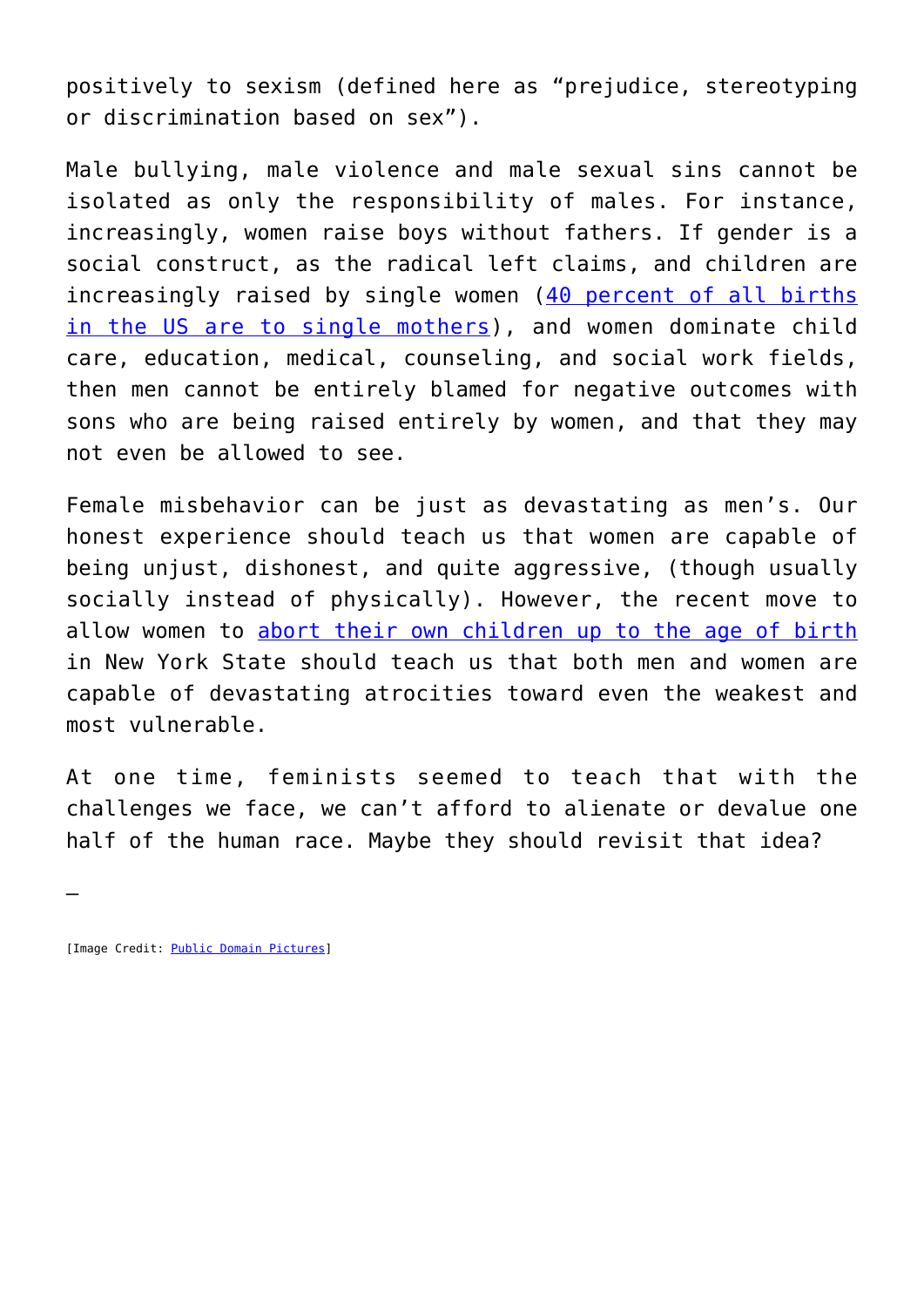positively to sexism (defined here as "prejudice, stereotyping or discrimination based on sex").

Male bullying, male violence and male sexual sins cannot be isolated as only the responsibility of males. For instance, increasingly, women raise boys without fathers. If gender is a social construct, as the radical left claims, and children are increasingly raised by single women (40 percent of all births in the US are to single mothers), and women dominate child care, education, medical, counseling, and social work fields, then men cannot be entirely blamed for negative outcomes with sons who are being raised entirely by women, and that they may not even be allowed to see.

Female misbehavior can be just as devastating as men's. Our honest experience should teach us that women are capable of being unjust, dishonest, and quite aggressive, (though usually socially instead of physically). However, the recent move to allow women to abort their own children up to the age of birth in New York State should teach us that both men and women are capable of devastating atrocities toward even the weakest and most vulnerable.

At one time, feminists seemed to teach that with the challenges we face, we can't afford to alienate or devalue one half of the human race. Maybe they should revisit that idea?

—

[Image Credit: Public Domain Pictures]